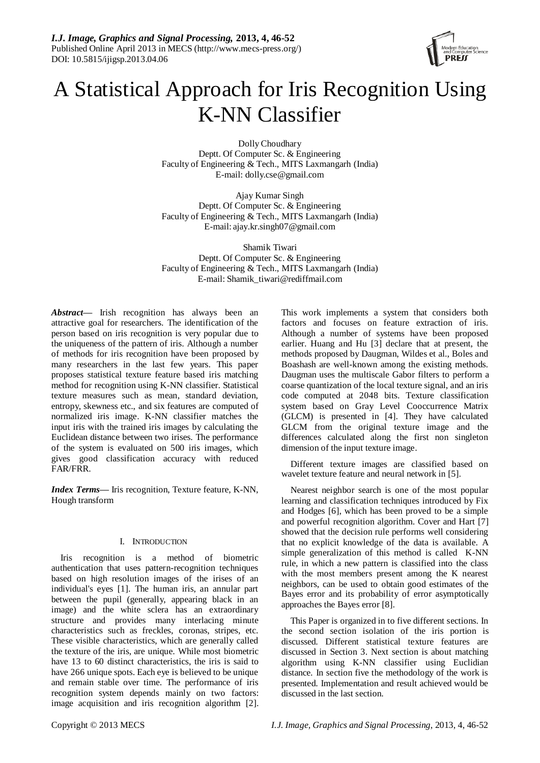# A Statistical Approach for Iris Recognition Using K-NN Classifier

Dolly Choudhary
Deptt. Of Computer Sc. & Engineering
Faculty of Engineering & Tech., MITS Laxmangarh (India)
E-mail: dolly.cse@gmail.com

Ajay Kumar Singh
Deptt. Of Computer Sc. & Engineering
Faculty of Engineering & Tech., MITS Laxmangarh (India)
E-mail: ajay.kr.singh07@gmail.com

Shamik Tiwari
Deptt. Of Computer Sc. & Engineering
Faculty of Engineering & Tech., MITS Laxmangarh (India)
E-mail: Shamik_tiwari@rediffmail.com

***Abstract*— Irish recognition has always been an attractive goal for researchers. The identification of the person based on iris recognition is very popular due to the uniqueness of the pattern of iris. Although a number of methods for iris recognition have been proposed by many researchers in the last few years. This paper proposes statistical texture feature based iris matching method for recognition using K-NN classifier. Statistical texture measures such as mean, standard deviation, entropy, skewness etc., and six features are computed of normalized iris image. K-NN classifier matches the input iris with the trained iris images by calculating the Euclidean distance between two irises. The performance of the system is evaluated on 500 iris images, which gives good classification accuracy with reduced FAR/FRR.

***Index Terms*— Iris recognition, Texture feature, K-NN, Hough transform

## I. INTRODUCTION

Iris recognition is a method of biometric authentication that uses pattern-recognition techniques based on high resolution images of the irises of an individual's eyes [1]. The human iris, an annular part between the pupil (generally, appearing black in an image) and the white sclera has an extraordinary structure and provides many interlacing minute characteristics such as freckles, coronas, stripes, etc. These visible characteristics, which are generally called the texture of the iris, are unique. While most biometric have 13 to 60 distinct characteristics, the iris is said to have 266 unique spots. Each eye is believed to be unique and remain stable over time. The performance of iris recognition system depends mainly on two factors: image acquisition and iris recognition algorithm [2]. This work implements a system that considers both factors and focuses on feature extraction of iris. Although a number of systems have been proposed earlier. Huang and Hu [3] declare that at present, the methods proposed by Daugman, Wildes et al., Boles and Boashash are well-known among the existing methods. Daugman uses the multiscale Gabor filters to perform a coarse quantization of the local texture signal, and an iris code computed at 2048 bits. Texture classification system based on Gray Level Cooccurrence Matrix (GLCM) is presented in [4]. They have calculated GLCM from the original texture image and the differences calculated along the first non singleton dimension of the input texture image.

Different texture images are classified based on wavelet texture feature and neural network in [5].

Nearest neighbor search is one of the most popular learning and classification techniques introduced by Fix and Hodges [6], which has been proved to be a simple and powerful recognition algorithm. Cover and Hart [7] showed that the decision rule performs well considering that no explicit knowledge of the data is available. A simple generalization of this method is called K-NN rule, in which a new pattern is classified into the class with the most members present among the K nearest neighbors, can be used to obtain good estimates of the Bayes error and its probability of error asymptotically approaches the Bayes error [8].

This Paper is organized in to five different sections. In the second section isolation of the iris portion is discussed. Different statistical texture features are discussed in Section 3. Next section is about matching algorithm using K-NN classifier using Euclidian distance. In section five the methodology of the work is presented. Implementation and result achieved would be discussed in the last section.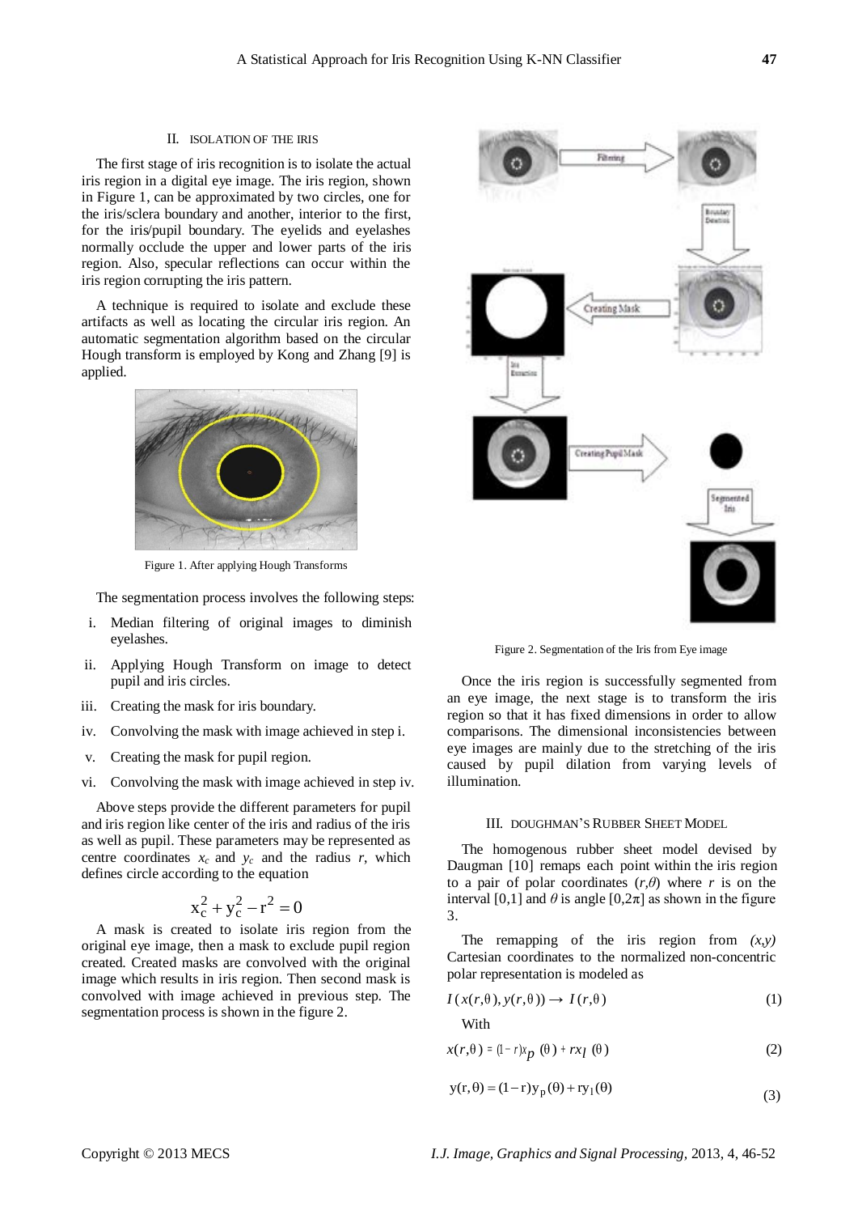## II. Isolation of the Iris

The first stage of iris recognition is to isolate the actual iris region in a digital eye image. The iris region, shown in Figure 1, can be approximated by two circles, one for the iris/sclera boundary and another, interior to the first, for the iris/pupil boundary. The eyelids and eyelashes normally occlude the upper and lower parts of the iris region. Also, specular reflections can occur within the iris region corrupting the iris pattern.

A technique is required to isolate and exclude these artifacts as well as locating the circular iris region. An automatic segmentation algorithm based on the circular Hough transform is employed by Kong and Zhang [9] is applied.

Figure 1. After applying Hough Transforms

The segmentation process involves the following steps:

i. Median filtering of original images to diminish eyelashes.

ii. Applying Hough Transform on image to detect pupil and iris circles.

iii. Creating the mask for iris boundary.

iv. Convolving the mask with image achieved in step i.

v. Creating the mask for pupil region.

vi. Convolving the mask with image achieved in step iv.

Above steps provide the different parameters for pupil and iris region like center of the iris and radius of the iris as well as pupil. These parameters may be represented as centre coordinates $x_c$ and $y_c$ and the radius $r$, which defines circle according to the equation

$$x_c^2 + y_c^2 - r^2 = 0$$

A mask is created to isolate iris region from the original eye image, then a mask to exclude pupil region created. Created masks are convolved with the original image which results in iris region. Then second mask is convolved with image achieved in previous step. The segmentation process is shown in the figure 2.

Figure 2. Segmentation of the Iris from Eye image

Once the iris region is successfully segmented from an eye image, the next stage is to transform the iris region so that it has fixed dimensions in order to allow comparisons. The dimensional inconsistencies between eye images are mainly due to the stretching of the iris caused by pupil dilation from varying levels of illumination.

## III. Doughman's Rubber Sheet Model

The homogenous rubber sheet model devised by Daugman [10] remaps each point within the iris region to a pair of polar coordinates $(r,\theta)$ where $r$ is on the interval [0,1] and $\theta$ is angle $[0,2\pi]$ as shown in the figure 3.

The remapping of the iris region from $(x,y)$ Cartesian coordinates to the normalized non-concentric polar representation is modeled as

$$I(x(r,\theta), y(r,\theta)) \rightarrow I(r,\theta) \tag{1}$$

With

$$x(r,\theta) = (1-r)x_p(\theta) + rx_l(\theta) \tag{2}$$

$$y(r,\theta) = (1-r)y_p(\theta) + ry_l(\theta) \tag{3}$$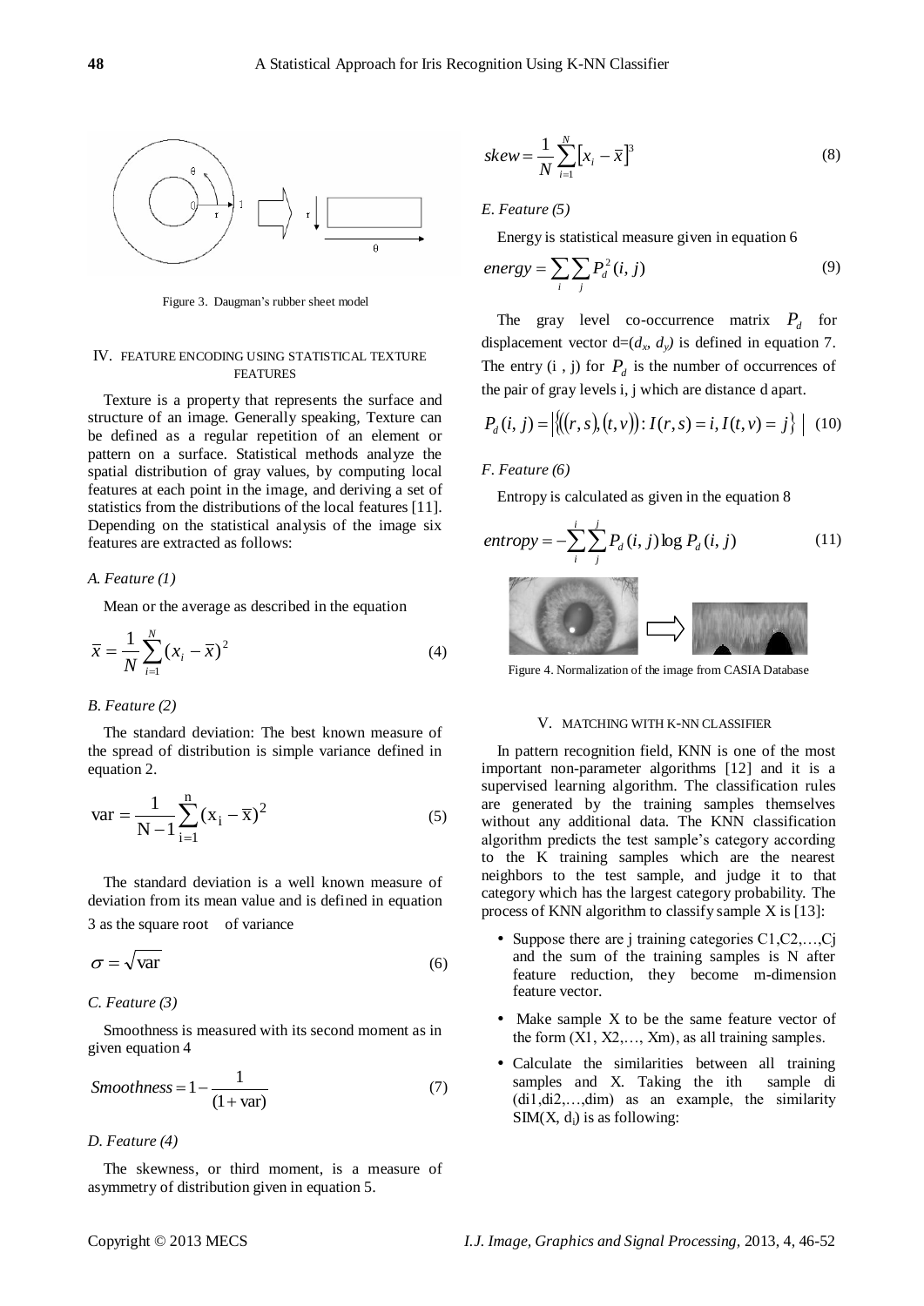Figure 3. Daugman's rubber sheet model

## IV. FEATURE ENCODING USING STATISTICAL TEXTURE FEATURES

Texture is a property that represents the surface and structure of an image. Generally speaking, Texture can be defined as a regular repetition of an element or pattern on a surface. Statistical methods analyze the spatial distribution of gray values, by computing local features at each point in the image, and deriving a set of statistics from the distributions of the local features [11]. Depending on the statistical analysis of the image six features are extracted as follows:

### A. Feature (1)

Mean or the average as described in the equation

$$\bar{x} = \frac{1}{N}\sum_{i=1}^{N}(x_i - \bar{x})^2 \tag{4}$$

### B. Feature (2)

The standard deviation: The best known measure of the spread of distribution is simple variance defined in equation 2.

$$\text{var} = \frac{1}{N-1}\sum_{i=1}^{n}(x_i - \bar{x})^2 \tag{5}$$

The standard deviation is a well known measure of deviation from its mean value and is defined in equation 3 as the square root of variance

$$\sigma = \sqrt{\text{var}} \tag{6}$$

### C. Feature (3)

Smoothness is measured with its second moment as in given equation 4

$$Smoothness = 1 - \frac{1}{(1+\text{var})} \tag{7}$$

### D. Feature (4)

The skewness, or third moment, is a measure of asymmetry of distribution given in equation 5.

$$skew = \frac{1}{N}\sum_{i=1}^{N}\left[x_i - \bar{x}\right]^3 \tag{8}$$

### E. Feature (5)

Energy is statistical measure given in equation 6

$$energy = \sum_{i}\sum_{j}P_d^2(i, j) \tag{9}$$

The gray level co-occurrence matrix $P_d$ for displacement vector d=($d_x$, $d_y$) is defined in equation 7. The entry (i , j) for $P_d$ is the number of occurrences of the pair of gray levels i, j which are distance d apart.

$$P_d(i, j) = \left|\left\{((r,s),(t,v)) : I(r,s) = i, I(t,v) = j\right\}\right| \tag{10}$$

### F. Feature (6)

Entropy is calculated as given in the equation 8

$$entropy = -\sum_{i}^{i}\sum_{j}^{j}P_d(i, j)\log P_d(i, j) \tag{11}$$

Figure 4. Normalization of the image from CASIA Database

## V. MATCHING WITH K-NN CLASSIFIER

In pattern recognition field, KNN is one of the most important non-parameter algorithms [12] and it is a supervised learning algorithm. The classification rules are generated by the training samples themselves without any additional data. The KNN classification algorithm predicts the test sample's category according to the K training samples which are the nearest neighbors to the test sample, and judge it to that category which has the largest category probability. The process of KNN algorithm to classify sample X is [13]:

- Suppose there are j training categories C1,C2,…,Cj and the sum of the training samples is N after feature reduction, they become m-dimension feature vector.
- Make sample X to be the same feature vector of the form (X1, X2,…, Xm), as all training samples.
- Calculate the similarities between all training samples and X. Taking the ith sample di (di1,di2,…,dim) as an example, the similarity SIM(X, $d_i$) is as following: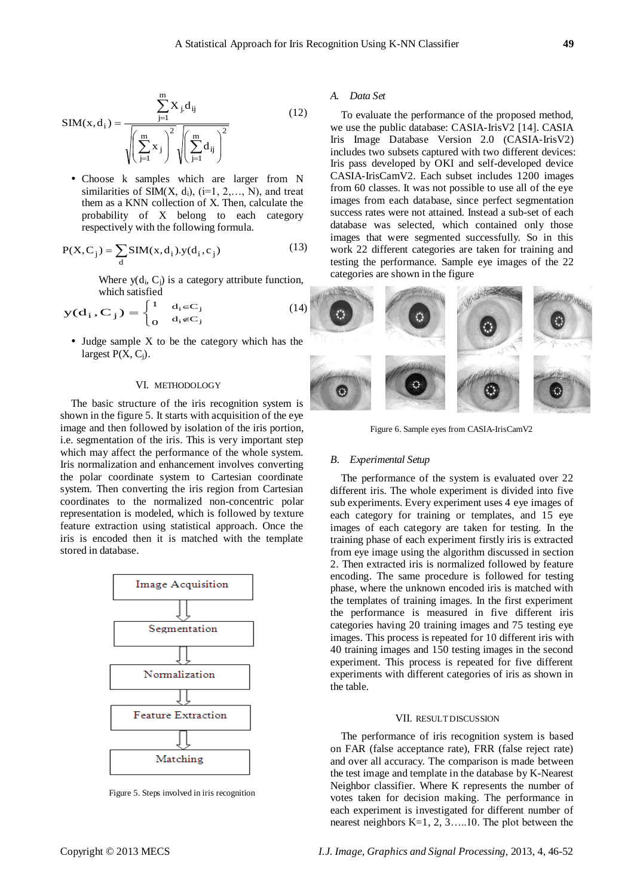$$\mathrm{SIM}(x, d_i) = \frac{\sum_{j=1}^{m} X_j . d_{ij}}{\sqrt{\left(\sum_{j=1}^{m} x_j\right)^2} \sqrt{\left(\sum_{j=1}^{m} d_{ij}\right)^2}} \quad (12)$$

- Choose k samples which are larger from N similarities of $\mathrm{SIM}(X, d_i)$, $(i=1, 2, \ldots, N)$, and treat them as a KNN collection of X. Then, calculate the probability of X belong to each category respectively with the following formula.

$$P(X, C_j) = \sum_{d} \mathrm{SIM}(x, d_i).y(d_i, c_j) \quad (13)$$

Where $y(d_i, C_j)$ is a category attribute function, which satisfied

$$y(d_i, C_j) = \begin{cases} 1 & d_i \in C_j \\ 0 & d_i \notin C_j \end{cases} \quad (14)$$

- Judge sample X to be the category which has the largest $P(X, C_j)$.

## VI. Methodology

The basic structure of the iris recognition system is shown in the figure 5. It starts with acquisition of the eye image and then followed by isolation of the iris portion, i.e. segmentation of the iris. This is very important step which may affect the performance of the whole system. Iris normalization and enhancement involves converting the polar coordinate system to Cartesian coordinate system. Then converting the iris region from Cartesian coordinates to the normalized non-concentric polar representation is modeled, which is followed by texture feature extraction using statistical approach. Once the iris is encoded then it is matched with the template stored in database.

Image Acquisition → Segmentation → Normalization → Feature Extraction → Matching

Figure 5. Steps involved in iris recognition

### A. Data Set

To evaluate the performance of the proposed method, we use the public database: CASIA-IrisV2 [14]. CASIA Iris Image Database Version 2.0 (CASIA-IrisV2) includes two subsets captured with two different devices: Iris pass developed by OKI and self-developed device CASIA-IrisCamV2. Each subset includes 1200 images from 60 classes. It was not possible to use all of the eye images from each database, since perfect segmentation success rates were not attained. Instead a sub-set of each database was selected, which contained only those images that were segmented successfully. So in this work 22 different categories are taken for training and testing the performance. Sample eye images of the 22 categories are shown in the figure

Figure 6. Sample eyes from CASIA-IrisCamV2

### B. Experimental Setup

The performance of the system is evaluated over 22 different iris. The whole experiment is divided into five sub experiments. Every experiment uses 4 eye images of each category for training or templates, and 15 eye images of each category are taken for testing. In the training phase of each experiment firstly iris is extracted from eye image using the algorithm discussed in section 2. Then extracted iris is normalized followed by feature encoding. The same procedure is followed for testing phase, where the unknown encoded iris is matched with the templates of training images. In the first experiment the performance is measured in five different iris categories having 20 training images and 75 testing eye images. This process is repeated for 10 different iris with 40 training images and 150 testing images in the second experiment. This process is repeated for five different experiments with different categories of iris as shown in the table.

## VII. Result Discussion

The performance of iris recognition system is based on FAR (false acceptance rate), FRR (false reject rate) and over all accuracy. The comparison is made between the test image and template in the database by K-Nearest Neighbor classifier. Where K represents the number of votes taken for decision making. The performance in each experiment is investigated for different number of nearest neighbors K=1, 2, 3…..10. The plot between the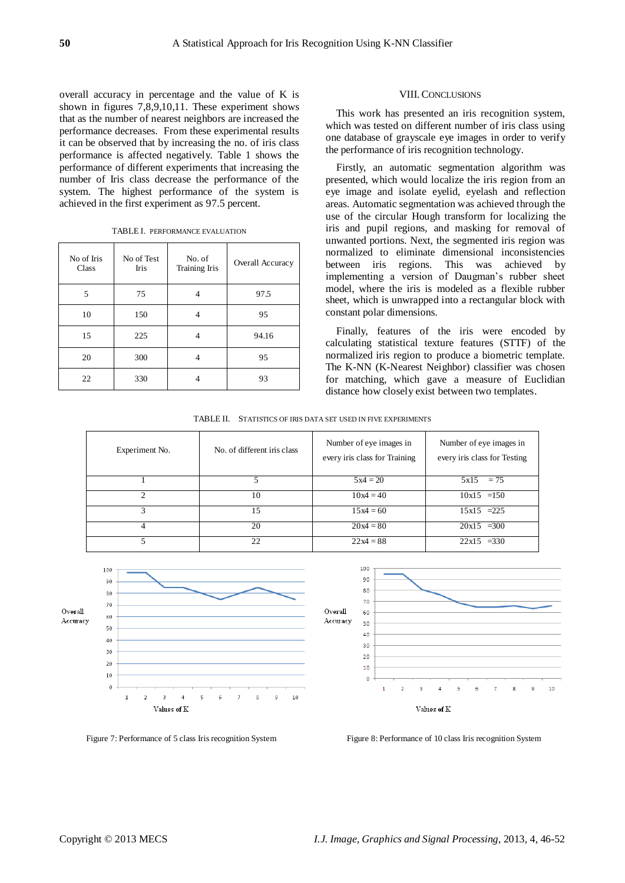overall accuracy in percentage and the value of K is shown in figures 7,8,9,10,11. These experiment shows that as the number of nearest neighbors are increased the performance decreases. From these experimental results it can be observed that by increasing the no. of iris class performance is affected negatively. Table 1 shows the performance of different experiments that increasing the number of Iris class decrease the performance of the system. The highest performance of the system is achieved in the first experiment as 97.5 percent.

TABLE I. PERFORMANCE EVALUATION

| No of Iris Class | No of Test Iris | No. of Training Iris | Overall Accuracy |
|---|---|---|---|
| 5 | 75 | 4 | 97.5 |
| 10 | 150 | 4 | 95 |
| 15 | 225 | 4 | 94.16 |
| 20 | 300 | 4 | 95 |
| 22 | 330 | 4 | 93 |

## VIII. CONCLUSIONS

This work has presented an iris recognition system, which was tested on different number of iris class using one database of grayscale eye images in order to verify the performance of iris recognition technology.

Firstly, an automatic segmentation algorithm was presented, which would localize the iris region from an eye image and isolate eyelid, eyelash and reflection areas. Automatic segmentation was achieved through the use of the circular Hough transform for localizing the iris and pupil regions, and masking for removal of unwanted portions. Next, the segmented iris region was normalized to eliminate dimensional inconsistencies between iris regions. This was achieved by implementing a version of Daugman's rubber sheet model, where the iris is modeled as a flexible rubber sheet, which is unwrapped into a rectangular block with constant polar dimensions.

Finally, features of the iris were encoded by calculating statistical texture features (STTF) of the normalized iris region to produce a biometric template. The K-NN (K-Nearest Neighbor) classifier was chosen for matching, which gave a measure of Euclidian distance how closely exist between two templates.

TABLE II. STATISTICS OF IRIS DATA SET USED IN FIVE EXPERIMENTS

| Experiment No. | No. of different iris class | Number of eye images in every iris class for Training | Number of eye images in every iris class for Testing |
|---|---|---|---|
| 1 | 5 | 5x4 = 20 | 5x15 = 75 |
| 2 | 10 | 10x4 = 40 | 10x15 =150 |
| 3 | 15 | 15x4 = 60 | 15x15 =225 |
| 4 | 20 | 20x4 = 80 | 20x15 =300 |
| 5 | 22 | 22x4 = 88 | 22x15 =330 |

Figure 7: Performance of 5 class Iris recognition System

Figure 8: Performance of 10 class Iris recognition System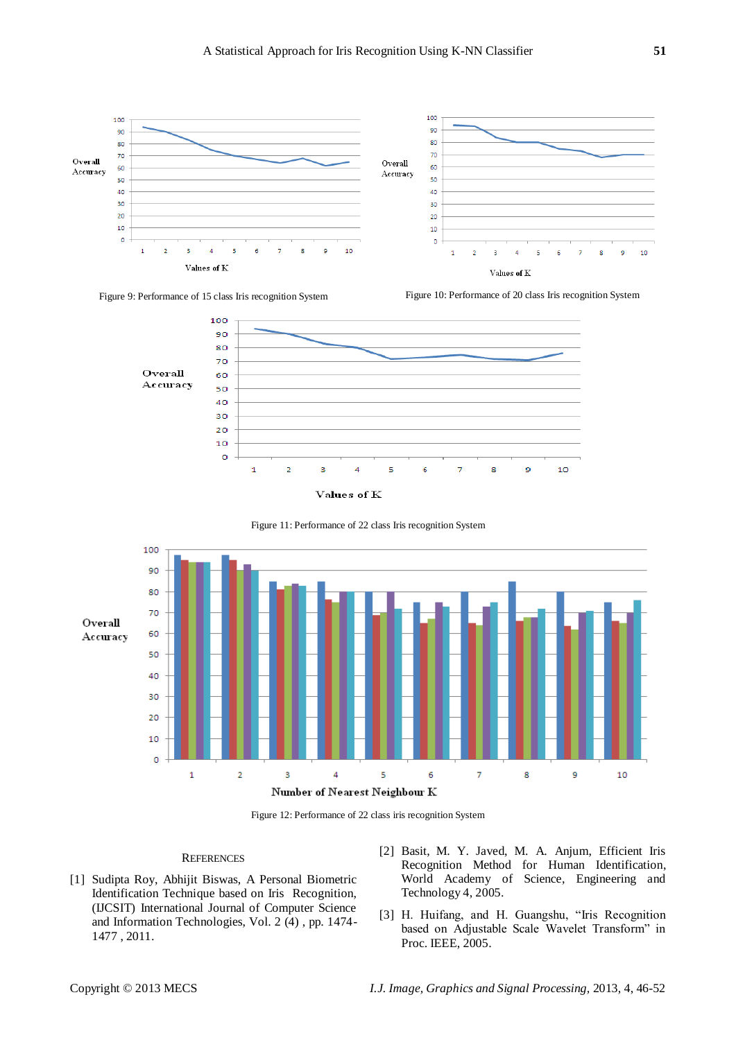Figure 9: Performance of 15 class Iris recognition System

Figure 10: Performance of 20 class Iris recognition System

Figure 11: Performance of 22 class Iris recognition System

Figure 12: Performance of 22 class iris recognition System

## References

[1] Sudipta Roy, Abhijit Biswas, A Personal Biometric Identification Technique based on Iris Recognition, (IJCSIT) International Journal of Computer Science and Information Technologies, Vol. 2 (4) , pp. 1474-1477 , 2011.

[2] Basit, M. Y. Javed, M. A. Anjum, Efficient Iris Recognition Method for Human Identification, World Academy of Science, Engineering and Technology 4, 2005.

[3] H. Huifang, and H. Guangshu, "Iris Recognition based on Adjustable Scale Wavelet Transform" in Proc. IEEE, 2005.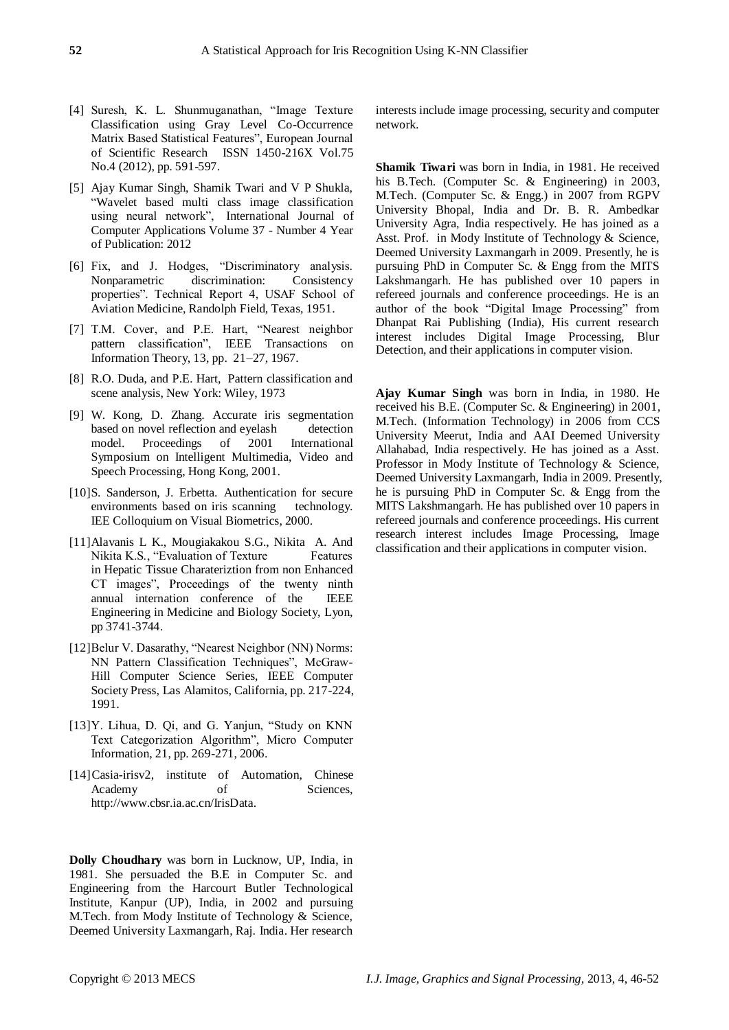[4] Suresh, K. L. Shunmuganathan, "Image Texture Classification using Gray Level Co-Occurrence Matrix Based Statistical Features", European Journal of Scientific Research ISSN 1450-216X Vol.75 No.4 (2012), pp. 591-597.

[5] Ajay Kumar Singh, Shamik Twari and V P Shukla, "Wavelet based multi class image classification using neural network", International Journal of Computer Applications Volume 37 - Number 4 Year of Publication: 2012

[6] Fix, and J. Hodges, "Discriminatory analysis. Nonparametric discrimination: Consistency properties". Technical Report 4, USAF School of Aviation Medicine, Randolph Field, Texas, 1951.

[7] T.M. Cover, and P.E. Hart, "Nearest neighbor pattern classification", IEEE Transactions on Information Theory, 13, pp. 21–27, 1967.

[8] R.O. Duda, and P.E. Hart, Pattern classification and scene analysis, New York: Wiley, 1973

[9] W. Kong, D. Zhang. Accurate iris segmentation based on novel reflection and eyelash detection model. Proceedings of 2001 International Symposium on Intelligent Multimedia, Video and Speech Processing, Hong Kong, 2001.

[10] S. Sanderson, J. Erbetta. Authentication for secure environments based on iris scanning technology. IEE Colloquium on Visual Biometrics, 2000.

[11] Alavanis L K., Mougiakakou S.G., Nikita A. And Nikita K.S., "Evaluation of Texture Features in Hepatic Tissue Charateriztion from non Enhanced CT images", Proceedings of the twenty ninth annual internation conference of the IEEE Engineering in Medicine and Biology Society, Lyon, pp 3741-3744.

[12] Belur V. Dasarathy, "Nearest Neighbor (NN) Norms: NN Pattern Classification Techniques", McGraw-Hill Computer Science Series, IEEE Computer Society Press, Las Alamitos, California, pp. 217-224, 1991.

[13] Y. Lihua, D. Qi, and G. Yanjun, "Study on KNN Text Categorization Algorithm", Micro Computer Information, 21, pp. 269-271, 2006.

[14] Casia-irisv2, institute of Automation, Chinese Academy of Sciences, http://www.cbsr.ia.ac.cn/IrisData.

**Dolly Choudhary** was born in Lucknow, UP, India, in 1981. She persuaded the B.E in Computer Sc. and Engineering from the Harcourt Butler Technological Institute, Kanpur (UP), India, in 2002 and pursuing M.Tech. from Mody Institute of Technology & Science, Deemed University Laxmangarh, Raj. India. Her research interests include image processing, security and computer network.

**Shamik Tiwari** was born in India, in 1981. He received his B.Tech. (Computer Sc. & Engineering) in 2003, M.Tech. (Computer Sc. & Engg.) in 2007 from RGPV University Bhopal, India and Dr. B. R. Ambedkar University Agra, India respectively. He has joined as a Asst. Prof. in Mody Institute of Technology & Science, Deemed University Laxmangarh in 2009. Presently, he is pursuing PhD in Computer Sc. & Engg from the MITS Lakshmangarh. He has published over 10 papers in refereed journals and conference proceedings. He is an author of the book "Digital Image Processing" from Dhanpat Rai Publishing (India), His current research interest includes Digital Image Processing, Blur Detection, and their applications in computer vision.

**Ajay Kumar Singh** was born in India, in 1980. He received his B.E. (Computer Sc. & Engineering) in 2001, M.Tech. (Information Technology) in 2006 from CCS University Meerut, India and AAI Deemed University Allahabad, India respectively. He has joined as a Asst. Professor in Mody Institute of Technology & Science, Deemed University Laxmangarh, India in 2009. Presently, he is pursuing PhD in Computer Sc. & Engg from the MITS Lakshmangarh. He has published over 10 papers in refereed journals and conference proceedings. His current research interest includes Image Processing, Image classification and their applications in computer vision.